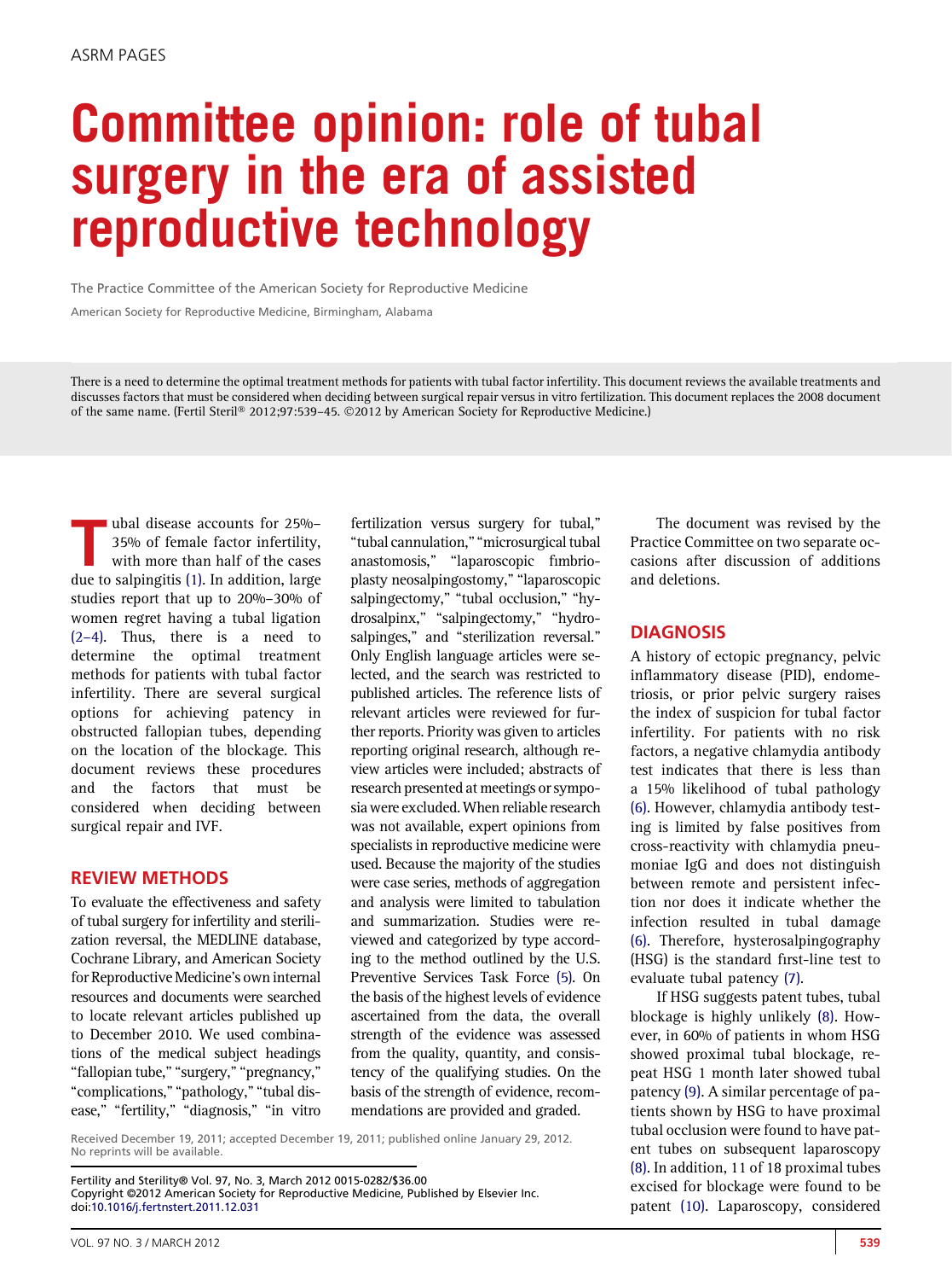ASRM PAGES

# Committee opinion: role of tubal surgery in the era of assisted reproductive technology

The Practice Committee of the American Society for Reproductive Medicine

American Society for Reproductive Medicine, Birmingham, Alabama

There is a need to determine the optimal treatment methods for patients with tubal factor infertility. This document reviews the available treatments and discusses factors that must be considered when deciding between surgical repair versus in vitro fertilization. This document replaces the 2008 document of the same name. (Fertil Steril® 2012;97:539–45. ©2012 by American Society for Reproductive Medicine.)

Tubal disease accounts for 25%–35% of female factor infertility, with more than half of the cases due to salpingitis (1). In addition, large studies report that up to 20%–30% of women regret having a tubal ligation (2–4). Thus, there is a need to determine the optimal treatment methods for patients with tubal factor infertility. There are several surgical options for achieving patency in obstructed fallopian tubes, depending on the location of the blockage. This document reviews these procedures and the factors that must be considered when deciding between surgical repair and IVF.

## REVIEW METHODS

To evaluate the effectiveness and safety of tubal surgery for infertility and sterilization reversal, the MEDLINE database, Cochrane Library, and American Society for Reproductive Medicine's own internal resources and documents were searched to locate relevant articles published up to December 2010. We used combinations of the medical subject headings "fallopian tube," "surgery," "pregnancy," "complications," "pathology," "tubal disease," "fertility," "diagnosis," "in vitro fertilization versus surgery for tubal," "tubal cannulation," "microsurgical tubal anastomosis," "laparoscopic fimbrioplasty neosalpingostomy," "laparoscopic salpingectomy," "tubal occlusion," "hydrosalpinx," "salpingectomy," "hydrosalpinges," and "sterilization reversal." Only English language articles were selected, and the search was restricted to published articles. The reference lists of relevant articles were reviewed for further reports. Priority was given to articles reporting original research, although review articles were included; abstracts of research presented at meetings or symposia were excluded. When reliable research was not available, expert opinions from specialists in reproductive medicine were used. Because the majority of the studies were case series, methods of aggregation and analysis were limited to tabulation and summarization. Studies were reviewed and categorized by type according to the method outlined by the U.S. Preventive Services Task Force (5). On the basis of the highest levels of evidence ascertained from the data, the overall strength of the evidence was assessed from the quality, quantity, and consistency of the qualifying studies. On the basis of the strength of evidence, recommendations are provided and graded.

The document was revised by the Practice Committee on two separate occasions after discussion of additions and deletions.

## DIAGNOSIS

A history of ectopic pregnancy, pelvic inflammatory disease (PID), endometriosis, or prior pelvic surgery raises the index of suspicion for tubal factor infertility. For patients with no risk factors, a negative chlamydia antibody test indicates that there is less than a 15% likelihood of tubal pathology (6). However, chlamydia antibody testing is limited by false positives from cross-reactivity with chlamydia pneumoniae IgG and does not distinguish between remote and persistent infection nor does it indicate whether the infection resulted in tubal damage (6). Therefore, hysterosalpingography (HSG) is the standard first-line test to evaluate tubal patency (7).

If HSG suggests patent tubes, tubal blockage is highly unlikely (8). However, in 60% of patients in whom HSG showed proximal tubal blockage, repeat HSG 1 month later showed tubal patency (9). A similar percentage of patients shown by HSG to have proximal tubal occlusion were found to have patent tubes on subsequent laparoscopy (8). In addition, 11 of 18 proximal tubes excised for blockage were found to be patent (10). Laparoscopy, considered

Received December 19, 2011; accepted December 19, 2011; published online January 29, 2012.
No reprints will be available.

Fertility and Sterility® Vol. 97, No. 3, March 2012 0015-0282/$36.00
Copyright ©2012 American Society for Reproductive Medicine, Published by Elsevier Inc.
doi:10.1016/j.fertnstert.2011.12.031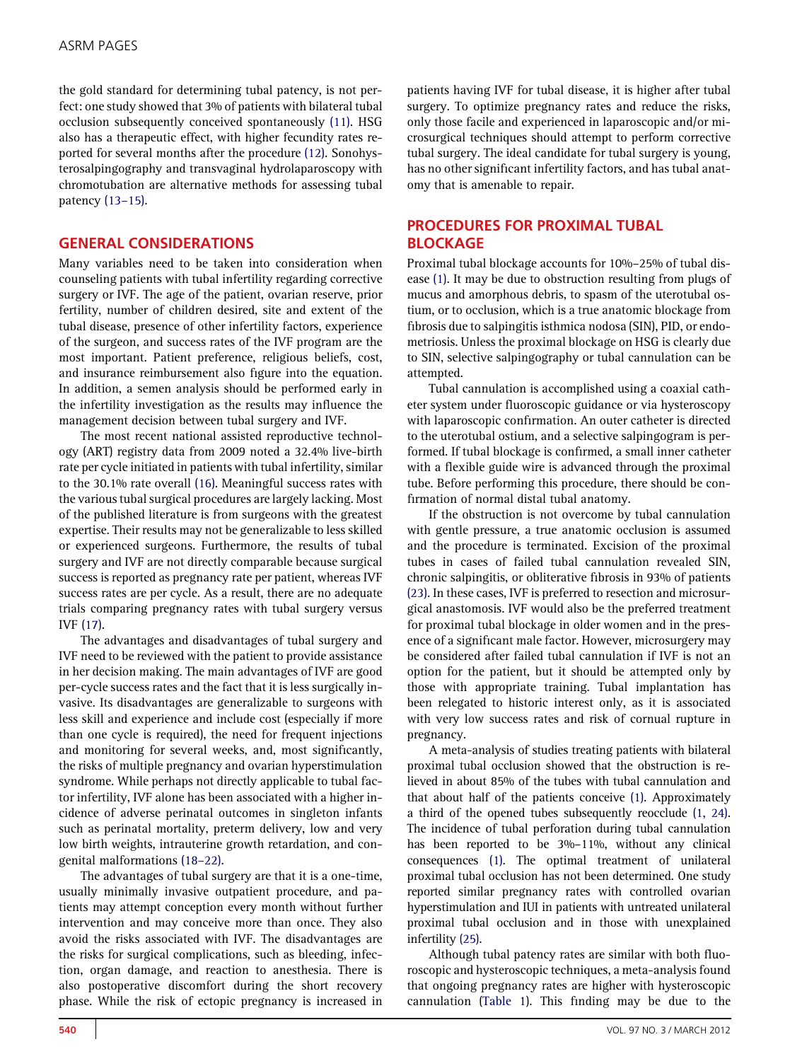the gold standard for determining tubal patency, is not perfect: one study showed that 3% of patients with bilateral tubal occlusion subsequently conceived spontaneously (11). HSG also has a therapeutic effect, with higher fecundity rates reported for several months after the procedure (12). Sonohysterosalpingography and transvaginal hydrolaparoscopy with chromotubation are alternative methods for assessing tubal patency (13–15).

## GENERAL CONSIDERATIONS

Many variables need to be taken into consideration when counseling patients with tubal infertility regarding corrective surgery or IVF. The age of the patient, ovarian reserve, prior fertility, number of children desired, site and extent of the tubal disease, presence of other infertility factors, experience of the surgeon, and success rates of the IVF program are the most important. Patient preference, religious beliefs, cost, and insurance reimbursement also figure into the equation. In addition, a semen analysis should be performed early in the infertility investigation as the results may influence the management decision between tubal surgery and IVF.

The most recent national assisted reproductive technology (ART) registry data from 2009 noted a 32.4% live-birth rate per cycle initiated in patients with tubal infertility, similar to the 30.1% rate overall (16). Meaningful success rates with the various tubal surgical procedures are largely lacking. Most of the published literature is from surgeons with the greatest expertise. Their results may not be generalizable to less skilled or experienced surgeons. Furthermore, the results of tubal surgery and IVF are not directly comparable because surgical success is reported as pregnancy rate per patient, whereas IVF success rates are per cycle. As a result, there are no adequate trials comparing pregnancy rates with tubal surgery versus IVF (17).

The advantages and disadvantages of tubal surgery and IVF need to be reviewed with the patient to provide assistance in her decision making. The main advantages of IVF are good per-cycle success rates and the fact that it is less surgically invasive. Its disadvantages are generalizable to surgeons with less skill and experience and include cost (especially if more than one cycle is required), the need for frequent injections and monitoring for several weeks, and, most significantly, the risks of multiple pregnancy and ovarian hyperstimulation syndrome. While perhaps not directly applicable to tubal factor infertility, IVF alone has been associated with a higher incidence of adverse perinatal outcomes in singleton infants such as perinatal mortality, preterm delivery, low and very low birth weights, intrauterine growth retardation, and congenital malformations (18–22).

The advantages of tubal surgery are that it is a one-time, usually minimally invasive outpatient procedure, and patients may attempt conception every month without further intervention and may conceive more than once. They also avoid the risks associated with IVF. The disadvantages are the risks for surgical complications, such as bleeding, infection, organ damage, and reaction to anesthesia. There is also postoperative discomfort during the short recovery phase. While the risk of ectopic pregnancy is increased in patients having IVF for tubal disease, it is higher after tubal surgery. To optimize pregnancy rates and reduce the risks, only those facile and experienced in laparoscopic and/or microsurgical techniques should attempt to perform corrective tubal surgery. The ideal candidate for tubal surgery is young, has no other significant infertility factors, and has tubal anatomy that is amenable to repair.

## PROCEDURES FOR PROXIMAL TUBAL BLOCKAGE

Proximal tubal blockage accounts for 10%–25% of tubal disease (1). It may be due to obstruction resulting from plugs of mucus and amorphous debris, to spasm of the uterotubal ostium, or to occlusion, which is a true anatomic blockage from fibrosis due to salpingitis isthmica nodosa (SIN), PID, or endometriosis. Unless the proximal blockage on HSG is clearly due to SIN, selective salpingography or tubal cannulation can be attempted.

Tubal cannulation is accomplished using a coaxial catheter system under fluoroscopic guidance or via hysteroscopy with laparoscopic confirmation. An outer catheter is directed to the uterotubal ostium, and a selective salpingogram is performed. If tubal blockage is confirmed, a small inner catheter with a flexible guide wire is advanced through the proximal tube. Before performing this procedure, there should be confirmation of normal distal tubal anatomy.

If the obstruction is not overcome by tubal cannulation with gentle pressure, a true anatomic occlusion is assumed and the procedure is terminated. Excision of the proximal tubes in cases of failed tubal cannulation revealed SIN, chronic salpingitis, or obliterative fibrosis in 93% of patients (23). In these cases, IVF is preferred to resection and microsurgical anastomosis. IVF would also be the preferred treatment for proximal tubal blockage in older women and in the presence of a significant male factor. However, microsurgery may be considered after failed tubal cannulation if IVF is not an option for the patient, but it should be attempted only by those with appropriate training. Tubal implantation has been relegated to historic interest only, as it is associated with very low success rates and risk of cornual rupture in pregnancy.

A meta-analysis of studies treating patients with bilateral proximal tubal occlusion showed that the obstruction is relieved in about 85% of the tubes with tubal cannulation and that about half of the patients conceive (1). Approximately a third of the opened tubes subsequently reocclude (1, 24). The incidence of tubal perforation during tubal cannulation has been reported to be 3%–11%, without any clinical consequences (1). The optimal treatment of unilateral proximal tubal occlusion has not been determined. One study reported similar pregnancy rates with controlled ovarian hyperstimulation and IUI in patients with untreated unilateral proximal tubal occlusion and in those with unexplained infertility (25).

Although tubal patency rates are similar with both fluoroscopic and hysteroscopic techniques, a meta-analysis found that ongoing pregnancy rates are higher with hysteroscopic cannulation (Table 1). This finding may be due to the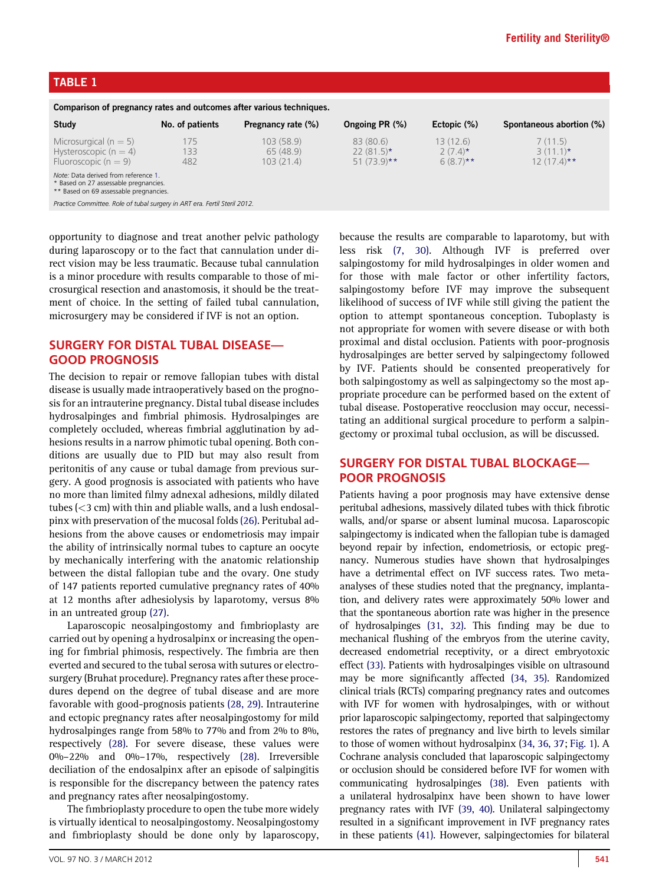**TABLE 1**

Comparison of pregnancy rates and outcomes after various techniques.

| Study | No. of patients | Pregnancy rate (%) | Ongoing PR (%) | Ectopic (%) | Spontaneous abortion (%) |
|---|---|---|---|---|---|
| Microsurgical (n = 5) | 175 | 103 (58.9) | 83 (80.6) | 13 (12.6) | 7 (11.5) |
| Hysteroscopic (n = 4) | 133 | 65 (48.9) | 22 (81.5)* | 2 (7.4)* | 3 (11.1)* |
| Fluoroscopic (n = 9) | 482 | 103 (21.4) | 51 (73.9)** | 6 (8.7)** | 12 (17.4)** |

*Note:* Data derived from reference 1.
\* Based on 27 assessable pregnancies.
\*\* Based on 69 assessable pregnancies.

*Practice Committee. Role of tubal surgery in ART era. Fertil Steril 2012.*

opportunity to diagnose and treat another pelvic pathology during laparoscopy or to the fact that cannulation under direct vision may be less traumatic. Because tubal cannulation is a minor procedure with results comparable to those of microsurgical resection and anastomosis, it should be the treatment of choice. In the setting of failed tubal cannulation, microsurgery may be considered if IVF is not an option.

## SURGERY FOR DISTAL TUBAL DISEASE—GOOD PROGNOSIS

The decision to repair or remove fallopian tubes with distal disease is usually made intraoperatively based on the prognosis for an intrauterine pregnancy. Distal tubal disease includes hydrosalpinges and fimbrial phimosis. Hydrosalpinges are completely occluded, whereas fimbrial agglutination by adhesions results in a narrow phimotic tubal opening. Both conditions are usually due to PID but may also result from peritonitis of any cause or tubal damage from previous surgery. A good prognosis is associated with patients who have no more than limited filmy adnexal adhesions, mildly dilated tubes (<3 cm) with thin and pliable walls, and a lush endosalpinx with preservation of the mucosal folds (26). Peritubal adhesions from the above causes or endometriosis may impair the ability of intrinsically normal tubes to capture an oocyte by mechanically interfering with the anatomic relationship between the distal fallopian tube and the ovary. One study of 147 patients reported cumulative pregnancy rates of 40% at 12 months after adhesiolysis by laparotomy, versus 8% in an untreated group (27).

Laparoscopic neosalpingostomy and fimbrioplasty are carried out by opening a hydrosalpinx or increasing the opening for fimbrial phimosis, respectively. The fimbria are then everted and secured to the tubal serosa with sutures or electrosurgery (Bruhat procedure). Pregnancy rates after these procedures depend on the degree of tubal disease and are more favorable with good-prognosis patients (28, 29). Intrauterine and ectopic pregnancy rates after neosalpingostomy for mild hydrosalpinges range from 58% to 77% and from 2% to 8%, respectively (28). For severe disease, these values were 0%–22% and 0%–17%, respectively (28). Irreversible deciliation of the endosalpinx after an episode of salpingitis is responsible for the discrepancy between the patency rates and pregnancy rates after neosalpingostomy.

The fimbrioplasty procedure to open the tube more widely is virtually identical to neosalpingostomy. Neosalpingostomy and fimbrioplasty should be done only by laparoscopy, because the results are comparable to laparotomy, but with less risk (7, 30). Although IVF is preferred over salpingostomy for mild hydrosalpinges in older women and for those with male factor or other infertility factors, salpingostomy before IVF may improve the subsequent likelihood of success of IVF while still giving the patient the option to attempt spontaneous conception. Tuboplasty is not appropriate for women with severe disease or with both proximal and distal occlusion. Patients with poor-prognosis hydrosalpinges are better served by salpingectomy followed by IVF. Patients should be consented preoperatively for both salpingostomy as well as salpingectomy so the most appropriate procedure can be performed based on the extent of tubal disease. Postoperative reocclusion may occur, necessitating an additional surgical procedure to perform a salpingectomy or proximal tubal occlusion, as will be discussed.

## SURGERY FOR DISTAL TUBAL BLOCKAGE—POOR PROGNOSIS

Patients having a poor prognosis may have extensive dense peritubal adhesions, massively dilated tubes with thick fibrotic walls, and/or sparse or absent luminal mucosa. Laparoscopic salpingectomy is indicated when the fallopian tube is damaged beyond repair by infection, endometriosis, or ectopic pregnancy. Numerous studies have shown that hydrosalpinges have a detrimental effect on IVF success rates. Two meta-analyses of these studies noted that the pregnancy, implantation, and delivery rates were approximately 50% lower and that the spontaneous abortion rate was higher in the presence of hydrosalpinges (31, 32). This finding may be due to mechanical flushing of the embryos from the uterine cavity, decreased endometrial receptivity, or a direct embryotoxic effect (33). Patients with hydrosalpinges visible on ultrasound may be more significantly affected (34, 35). Randomized clinical trials (RCTs) comparing pregnancy rates and outcomes with IVF for women with hydrosalpinges, with or without prior laparoscopic salpingectomy, reported that salpingectomy restores the rates of pregnancy and live birth to levels similar to those of women without hydrosalpinx (34, 36, 37; Fig. 1). A Cochrane analysis concluded that laparoscopic salpingectomy or occlusion should be considered before IVF for women with communicating hydrosalpinges (38). Even patients with a unilateral hydrosalpinx have been shown to have lower pregnancy rates with IVF (39, 40). Unilateral salpingectomy resulted in a significant improvement in IVF pregnancy rates in these patients (41). However, salpingectomies for bilateral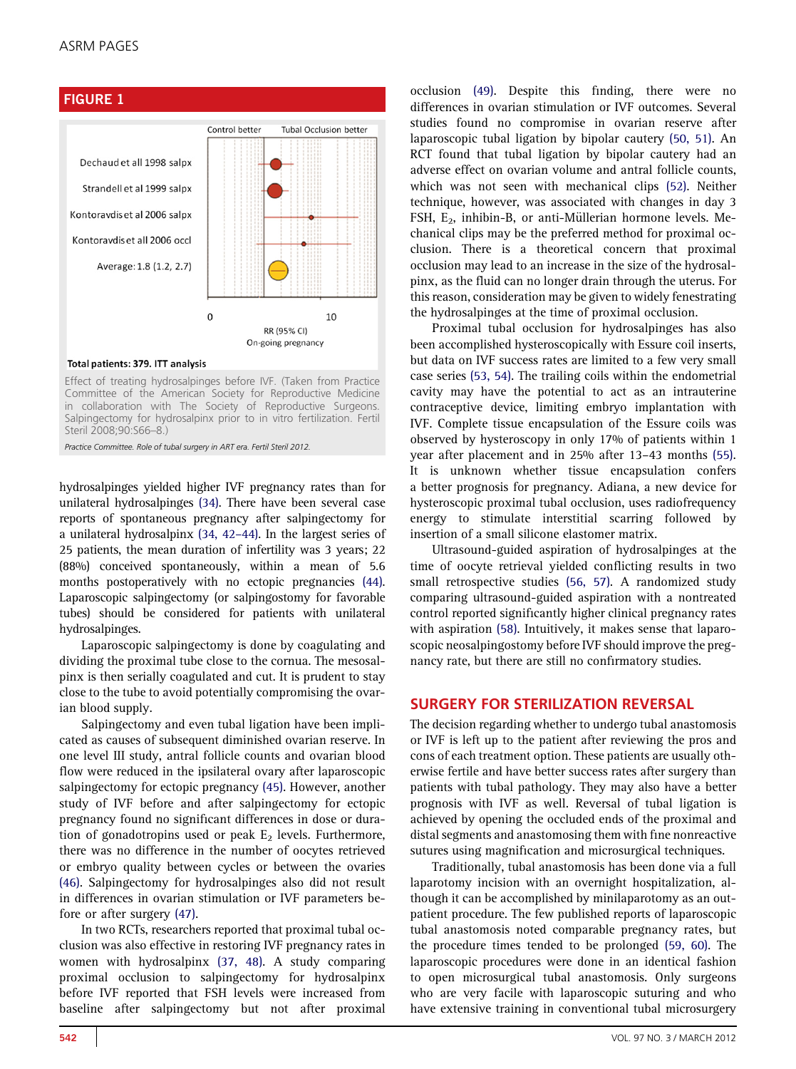## FIGURE 1

Control better

Tubal Occlusion better

Dechaud et al 1998 salpx

Strandell et al 1999 salpx

Kontoravdis et al 2006 salpx

Kontoravdis et all 2006 occl

Average: 1.8 (1.2, 2.7)

0

10

RR (95% CI)

On-going pregnancy

**Total patients: 379. ITT analysis**

Effect of treating hydrosalpinges before IVF. (Taken from Practice Committee of the American Society for Reproductive Medicine in collaboration with The Society of Reproductive Surgeons. Salpingectomy for hydrosalpinx prior to in vitro fertilization. Fertil Steril 2008;90:S66–8.)

*Practice Committee. Role of tubal surgery in ART era. Fertil Steril 2012.*

hydrosalpinges yielded higher IVF pregnancy rates than for unilateral hydrosalpinges (34). There have been several case reports of spontaneous pregnancy after salpingectomy for a unilateral hydrosalpinx (34, 42–44). In the largest series of 25 patients, the mean duration of infertility was 3 years; 22 (88%) conceived spontaneously, within a mean of 5.6 months postoperatively with no ectopic pregnancies (44). Laparoscopic salpingectomy (or salpingostomy for favorable tubes) should be considered for patients with unilateral hydrosalpinges.

Laparoscopic salpingectomy is done by coagulating and dividing the proximal tube close to the cornua. The mesosalpinx is then serially coagulated and cut. It is prudent to stay close to the tube to avoid potentially compromising the ovarian blood supply.

Salpingectomy and even tubal ligation have been implicated as causes of subsequent diminished ovarian reserve. In one level III study, antral follicle counts and ovarian blood flow were reduced in the ipsilateral ovary after laparoscopic salpingectomy for ectopic pregnancy (45). However, another study of IVF before and after salpingectomy for ectopic pregnancy found no significant differences in dose or duration of gonadotropins used or peak $E_2$ levels. Furthermore, there was no difference in the number of oocytes retrieved or embryo quality between cycles or between the ovaries (46). Salpingectomy for hydrosalpinges also did not result in differences in ovarian stimulation or IVF parameters before or after surgery (47).

In two RCTs, researchers reported that proximal tubal occlusion was also effective in restoring IVF pregnancy rates in women with hydrosalpinx (37, 48). A study comparing proximal occlusion to salpingectomy for hydrosalpinx before IVF reported that FSH levels were increased from baseline after salpingectomy but not after proximal occlusion (49). Despite this finding, there were no differences in ovarian stimulation or IVF outcomes. Several studies found no compromise in ovarian reserve after laparoscopic tubal ligation by bipolar cautery (50, 51). An RCT found that tubal ligation by bipolar cautery had an adverse effect on ovarian volume and antral follicle counts, which was not seen with mechanical clips (52). Neither technique, however, was associated with changes in day 3 FSH, $E_2$, inhibin-B, or anti-Müllerian hormone levels. Mechanical clips may be the preferred method for proximal occlusion. There is a theoretical concern that proximal occlusion may lead to an increase in the size of the hydrosalpinx, as the fluid can no longer drain through the uterus. For this reason, consideration may be given to widely fenestrating the hydrosalpinges at the time of proximal occlusion.

Proximal tubal occlusion for hydrosalpinges has also been accomplished hysteroscopically with Essure coil inserts, but data on IVF success rates are limited to a few very small case series (53, 54). The trailing coils within the endometrial cavity may have the potential to act as an intrauterine contraceptive device, limiting embryo implantation with IVF. Complete tissue encapsulation of the Essure coils was observed by hysteroscopy in only 17% of patients within 1 year after placement and in 25% after 13–43 months (55). It is unknown whether tissue encapsulation confers a better prognosis for pregnancy. Adiana, a new device for hysteroscopic proximal tubal occlusion, uses radiofrequency energy to stimulate interstitial scarring followed by insertion of a small silicone elastomer matrix.

Ultrasound-guided aspiration of hydrosalpinges at the time of oocyte retrieval yielded conflicting results in two small retrospective studies (56, 57). A randomized study comparing ultrasound-guided aspiration with a nontreated control reported significantly higher clinical pregnancy rates with aspiration (58). Intuitively, it makes sense that laparoscopic neosalpingostomy before IVF should improve the pregnancy rate, but there are still no confirmatory studies.

## SURGERY FOR STERILIZATION REVERSAL

The decision regarding whether to undergo tubal anastomosis or IVF is left up to the patient after reviewing the pros and cons of each treatment option. These patients are usually otherwise fertile and have better success rates after surgery than patients with tubal pathology. They may also have a better prognosis with IVF as well. Reversal of tubal ligation is achieved by opening the occluded ends of the proximal and distal segments and anastomosing them with fine nonreactive sutures using magnification and microsurgical techniques.

Traditionally, tubal anastomosis has been done via a full laparotomy incision with an overnight hospitalization, although it can be accomplished by minilaparotomy as an outpatient procedure. The few published reports of laparoscopic tubal anastomosis noted comparable pregnancy rates, but the procedure times tended to be prolonged (59, 60). The laparoscopic procedures were done in an identical fashion to open microsurgical tubal anastomosis. Only surgeons who are very facile with laparoscopic suturing and who have extensive training in conventional tubal microsurgery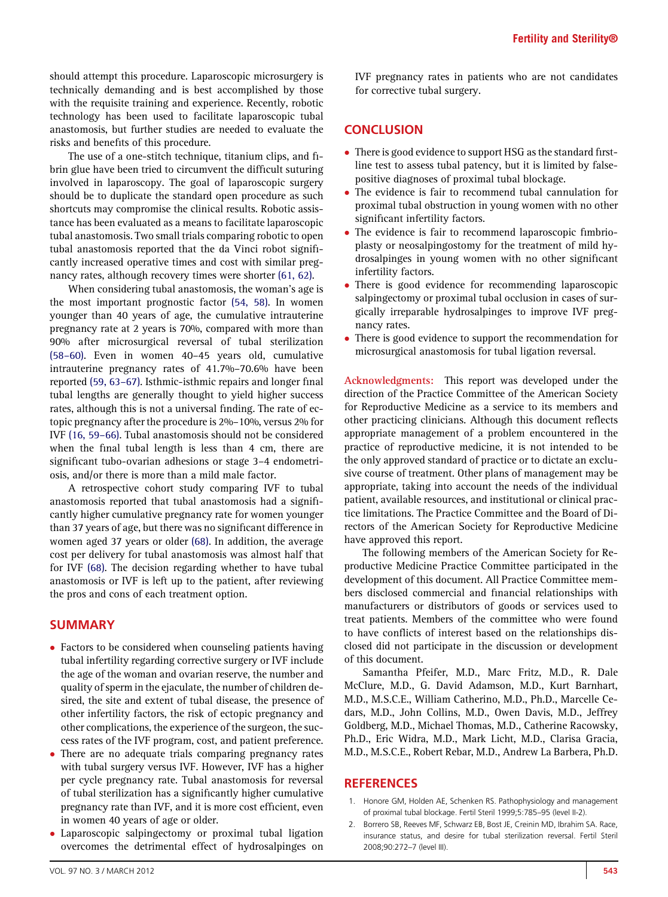should attempt this procedure. Laparoscopic microsurgery is technically demanding and is best accomplished by those with the requisite training and experience. Recently, robotic technology has been used to facilitate laparoscopic tubal anastomosis, but further studies are needed to evaluate the risks and benefits of this procedure.

The use of a one-stitch technique, titanium clips, and fibrin glue have been tried to circumvent the difficult suturing involved in laparoscopy. The goal of laparoscopic surgery should be to duplicate the standard open procedure as such shortcuts may compromise the clinical results. Robotic assistance has been evaluated as a means to facilitate laparoscopic tubal anastomosis. Two small trials comparing robotic to open tubal anastomosis reported that the da Vinci robot significantly increased operative times and cost with similar pregnancy rates, although recovery times were shorter (61, 62).

When considering tubal anastomosis, the woman's age is the most important prognostic factor (54, 58). In women younger than 40 years of age, the cumulative intrauterine pregnancy rate at 2 years is 70%, compared with more than 90% after microsurgical reversal of tubal sterilization (58–60). Even in women 40–45 years old, cumulative intrauterine pregnancy rates of 41.7%–70.6% have been reported (59, 63–67). Isthmic-isthmic repairs and longer final tubal lengths are generally thought to yield higher success rates, although this is not a universal finding. The rate of ectopic pregnancy after the procedure is 2%–10%, versus 2% for IVF (16, 59–66). Tubal anastomosis should not be considered when the final tubal length is less than 4 cm, there are significant tubo-ovarian adhesions or stage 3–4 endometriosis, and/or there is more than a mild male factor.

A retrospective cohort study comparing IVF to tubal anastomosis reported that tubal anastomosis had a significantly higher cumulative pregnancy rate for women younger than 37 years of age, but there was no significant difference in women aged 37 years or older (68). In addition, the average cost per delivery for tubal anastomosis was almost half that for IVF (68). The decision regarding whether to have tubal anastomosis or IVF is left up to the patient, after reviewing the pros and cons of each treatment option.

## SUMMARY

- Factors to be considered when counseling patients having tubal infertility regarding corrective surgery or IVF include the age of the woman and ovarian reserve, the number and quality of sperm in the ejaculate, the number of children desired, the site and extent of tubal disease, the presence of other infertility factors, the risk of ectopic pregnancy and other complications, the experience of the surgeon, the success rates of the IVF program, cost, and patient preference.
- There are no adequate trials comparing pregnancy rates with tubal surgery versus IVF. However, IVF has a higher per cycle pregnancy rate. Tubal anastomosis for reversal of tubal sterilization has a significantly higher cumulative pregnancy rate than IVF, and it is more cost efficient, even in women 40 years of age or older.
- Laparoscopic salpingectomy or proximal tubal ligation overcomes the detrimental effect of hydrosalpinges on IVF pregnancy rates in patients who are not candidates for corrective tubal surgery.

## CONCLUSION

- There is good evidence to support HSG as the standard first-line test to assess tubal patency, but it is limited by false-positive diagnoses of proximal tubal blockage.
- The evidence is fair to recommend tubal cannulation for proximal tubal obstruction in young women with no other significant infertility factors.
- The evidence is fair to recommend laparoscopic fimbrioplasty or neosalpingostomy for the treatment of mild hydrosalpinges in young women with no other significant infertility factors.
- There is good evidence for recommending laparoscopic salpingectomy or proximal tubal occlusion in cases of surgically irreparable hydrosalpinges to improve IVF pregnancy rates.
- There is good evidence to support the recommendation for microsurgical anastomosis for tubal ligation reversal.

**Acknowledgments:** This report was developed under the direction of the Practice Committee of the American Society for Reproductive Medicine as a service to its members and other practicing clinicians. Although this document reflects appropriate management of a problem encountered in the practice of reproductive medicine, it is not intended to be the only approved standard of practice or to dictate an exclusive course of treatment. Other plans of management may be appropriate, taking into account the needs of the individual patient, available resources, and institutional or clinical practice limitations. The Practice Committee and the Board of Directors of the American Society for Reproductive Medicine have approved this report.

The following members of the American Society for Reproductive Medicine Practice Committee participated in the development of this document. All Practice Committee members disclosed commercial and financial relationships with manufacturers or distributors of goods or services used to treat patients. Members of the committee who were found to have conflicts of interest based on the relationships disclosed did not participate in the discussion or development of this document.

Samantha Pfeifer, M.D., Marc Fritz, M.D., R. Dale McClure, M.D., G. David Adamson, M.D., Kurt Barnhart, M.D., M.S.C.E., William Catherino, M.D., Ph.D., Marcelle Cedars, M.D., John Collins, M.D., Owen Davis, M.D., Jeffrey Goldberg, M.D., Michael Thomas, M.D., Catherine Racowsky, Ph.D., Eric Widra, M.D., Mark Licht, M.D., Clarisa Gracia, M.D., M.S.C.E., Robert Rebar, M.D., Andrew La Barbera, Ph.D.

## REFERENCES

1. Honore GM, Holden AE, Schenken RS. Pathophysiology and management of proximal tubal blockage. Fertil Steril 1999;5:785–95 (level II-2).
2. Borrero SB, Reeves MF, Schwarz EB, Bost JE, Creinin MD, Ibrahim SA. Race, insurance status, and desire for tubal sterilization reversal. Fertil Steril 2008;90:272–7 (level III).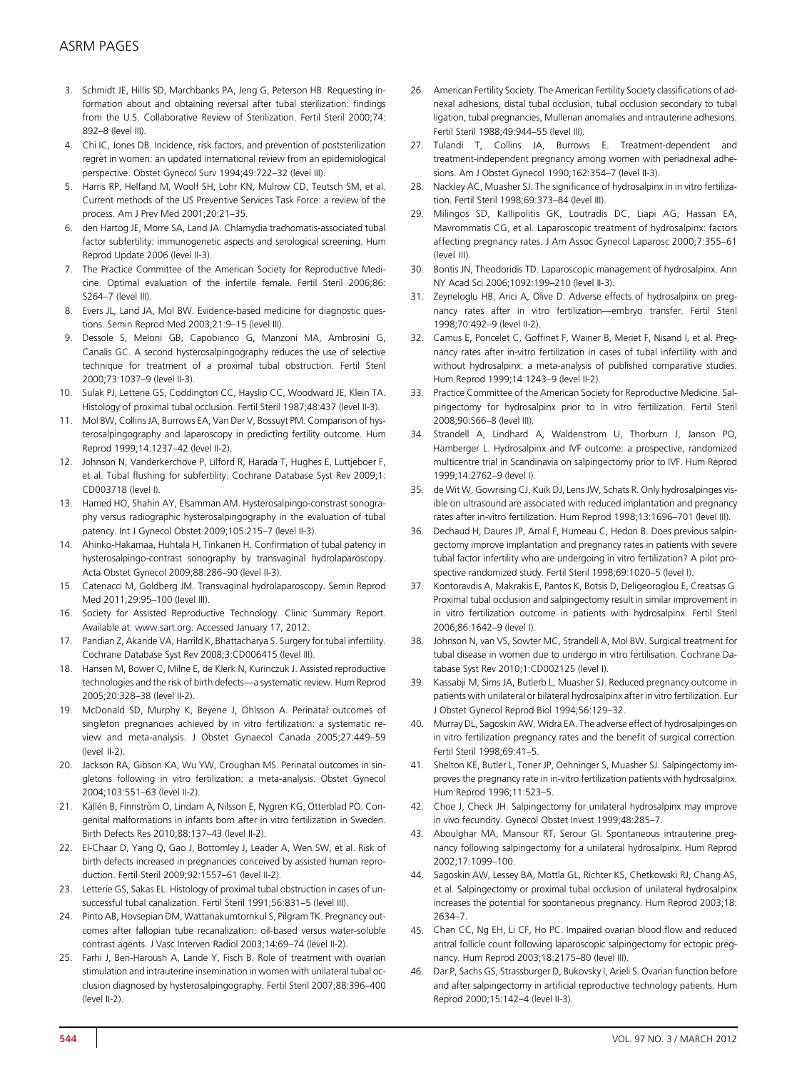3. Schmidt JE, Hillis SD, Marchbanks PA, Jeng G, Peterson HB. Requesting information about and obtaining reversal after tubal sterilization: findings from the U.S. Collaborative Review of Sterilization. Fertil Steril 2000;74: 892–8 (level III).
4. Chi IC, Jones DB. Incidence, risk factors, and prevention of poststerilization regret in women: an updated international review from an epidemiological perspective. Obstet Gynecol Surv 1994;49:722–32 (level III).
5. Harris RP, Helfand M, Woolf SH, Lohr KN, Mulrow CD, Teutsch SM, et al. Current methods of the US Preventive Services Task Force: a review of the process. Am J Prev Med 2001;20:21–35.
6. den Hartog JE, Morre SA, Land JA. Chlamydia trachomatis-associated tubal factor subfertility: immunogenetic aspects and serological screening. Hum Reprod Update 2006 (level II-3).
7. The Practice Committee of the American Society for Reproductive Medicine. Optimal evaluation of the infertile female. Fertil Steril 2006;86: S264–7 (level III).
8. Evers JL, Land JA, Mol BW. Evidence-based medicine for diagnostic questions. Semin Reprod Med 2003;21:9–15 (level III).
9. Dessole S, Meloni GB, Capobianco G, Manzoni MA, Ambrosini G, Canalis GC. A second hysterosalpingography reduces the use of selective technique for treatment of a proximal tubal obstruction. Fertil Steril 2000;73:1037–9 (level II-3).
10. Sulak PJ, Letterie GS, Coddington CC, Hayslip CC, Woodward JE, Klein TA. Histology of proximal tubal occlusion. Fertil Steril 1987;48:437 (level II-3).
11. Mol BW, Collins JA, Burrows EA, Van Der V, Bossuyt PM. Comparison of hysterosalpingography and laparoscopy in predicting fertility outcome. Hum Reprod 1999;14:1237–42 (level II-2).
12. Johnson N, Vanderkerchove P, Lilford R, Harada T, Hughes E, Luttjeboer F, et al. Tubal flushing for subfertility. Cochrane Database Syst Rev 2009;1: CD003718 (level I).
13. Hamed HO, Shahin AY, Elsamman AM. Hysterosalpingo-constrast sonography versus radiographic hysterosalpingography in the evaluation of tubal patency. Int J Gynecol Obstet 2009;105:215–7 (level II-3).
14. Ahinko-Hakamaa, Huhtala H, Tinkanen H. Confirmation of tubal patency in hysterosalpingo-contrast sonography by transvaginal hydrolaparoscopy. Acta Obstet Gynecol 2009;88:286–90 (level II-3).
15. Catenacci M, Goldberg JM. Transvaginal hydrolaparoscopy. Semin Reprod Med 2011;29:95–100 (level III).
16. Society for Assisted Reproductive Technology. Clinic Summary Report. Available at: www.sart.org. Accessed January 17, 2012.
17. Pandian Z, Akande VA, Harrild K, Bhattacharya S. Surgery for tubal infertility. Cochrane Database Syst Rev 2008;3:CD006415 (level III).
18. Hansen M, Bower C, Milne E, de Klerk N, Kurinczuk J. Assisted reproductive technologies and the risk of birth defects—a systematic review. Hum Reprod 2005;20:328–38 (level II-2).
19. McDonald SD, Murphy K, Beyene J, Ohlsson A. Perinatal outcomes of singleton pregnancies achieved by in vitro fertilization: a systematic review and meta-analysis. J Obstet Gynaecol Canada 2005;27:449–59 (level II-2).
20. Jackson RA, Gibson KA, Wu YW, Croughan MS. Perinatal outcomes in singletons following in vitro fertilization: a meta-analysis. Obstet Gynecol 2004;103:551–63 (level II-2).
21. Källén B, Finnström O, Lindam A, Nilsson E, Nygren KG, Otterblad PO. Congenital malformations in infants born after in vitro fertilization in Sweden. Birth Defects Res 2010;88:137–43 (level II-2).
22. El-Chaar D, Yang Q, Gao J, Bottomley J, Leader A, Wen SW, et al. Risk of birth defects increased in pregnancies conceived by assisted human reproduction. Fertil Steril 2009;92:1557–61 (level II-2).
23. Letterie GS, Sakas EL. Histology of proximal tubal obstruction in cases of unsuccessful tubal canalization. Fertil Steril 1991;56:831–5 (level III).
24. Pinto AB, Hovsepian DM, Wattanakumtornkul S, Pilgram TK. Pregnancy outcomes after fallopian tube recanalization: oil-based versus water-soluble contrast agents. J Vasc Interven Radiol 2003;14:69–74 (level II-2).
25. Farhi J, Ben-Haroush A, Lande Y, Fisch B. Role of treatment with ovarian stimulation and intrauterine insemination in women with unilateral tubal occlusion diagnosed by hysterosalpingography. Fertil Steril 2007;88:396–400 (level II-2).
26. American Fertility Society. The American Fertility Society classifications of adnexal adhesions, distal tubal occlusion, tubal occlusion secondary to tubal ligation, tubal pregnancies, Mullerian anomalies and intrauterine adhesions. Fertil Steril 1988;49:944–55 (level III).
27. Tulandi T, Collins JA, Burrows E. Treatment-dependent and treatment-independent pregnancy among women with periadnexal adhesions. Am J Obstet Gynecol 1990;162:354–7 (level II-3).
28. Nackley AC, Muasher SJ. The significance of hydrosalpinx in in vitro fertilization. Fertil Steril 1998;69:373–84 (level III).
29. Milingos SD, Kallipolitis GK, Loutradis DC, Liapi AG, Hassan EA, Mavrommatis CG, et al. Laparoscopic treatment of hydrosalpinx: factors affecting pregnancy rates. J Am Assoc Gynecol Laparosc 2000;7:355–61 (level III).
30. Bontis JN, Theodoridis TD. Laparoscopic management of hydrosalpinx. Ann NY Acad Sci 2006;1092:199–210 (level II-3).
31. Zeyneloglu HB, Arici A, Olive D. Adverse effects of hydrosalpinx on pregnancy rates after in vitro fertilization—embryo transfer. Fertil Steril 1998;70:492–9 (level II-2).
32. Camus E, Poncelet C, Goffinet F, Wainer B, Meriet F, Nisand I, et al. Pregnancy rates after in-vitro fertilization in cases of tubal infertility with and without hydrosalpinx: a meta-analysis of published comparative studies. Hum Reprod 1999;14:1243–9 (level II-2).
33. Practice Committee of the American Society for Reproductive Medicine. Salpingectomy for hydrosalpinx prior to in vitro fertilization. Fertil Steril 2008;90:S66–8 (level III).
34. Strandell A, Lindhard A, Waldenstrom U, Thorburn J, Janson PO, Hamberger L. Hydrosalpinx and IVF outcome: a prospective, randomized multicentre trial in Scandinavia on salpingectomy prior to IVF. Hum Reprod 1999;14:2762–9 (level I).
35. de Wit W, Gowrising CJ, Kuik DJ, Lens JW, Schats R. Only hydrosalpinges visible on ultrasound are associated with reduced implantation and pregnancy rates after in-vitro fertilization. Hum Reprod 1998;13:1696–701 (level III).
36. Dechaud H, Daures JP, Arnal F, Humeau C, Hedon B. Does previous salpingectomy improve implantation and pregnancy rates in patients with severe tubal factor infertility who are undergoing in vitro fertilization? A pilot prospective randomized study. Fertil Steril 1998;69:1020–5 (level I).
37. Kontoravdis A, Makrakis E, Pantos K, Botsis D, Deligeoroglou E, Creatsas G. Proximal tubal occlusion and salpingectomy result in similar improvement in in vitro fertilization outcome in patients with hydrosalpinx. Fertil Steril 2006;86:1642–9 (level I).
38. Johnson N, van VS, Sowter MC, Strandell A, Mol BW. Surgical treatment for tubal disease in women due to undergo in vitro fertilisation. Cochrane Database Syst Rev 2010;1:CD002125 (level I).
39. Kassabji M, Sims JA, Butlerb L, Muasher SJ. Reduced pregnancy outcome in patients with unilateral or bilateral hydrosalpinx after in vitro fertilization. Eur J Obstet Gynecol Reprod Biol 1994;56:129–32.
40. Murray DL, Sagoskin AW, Widra EA. The adverse effect of hydrosalpinges on in vitro fertilization pregnancy rates and the benefit of surgical correction. Fertil Steril 1998;69:41–5.
41. Shelton KE, Butler L, Toner JP, Oehninger S, Muasher SJ. Salpingectomy improves the pregnancy rate in in-vitro fertilization patients with hydrosalpinx. Hum Reprod 1996;11:523–5.
42. Choe J, Check JH. Salpingectomy for unilateral hydrosalpinx may improve in vivo fecundity. Gynecol Obstet Invest 1999;48:285–7.
43. Aboulghar MA, Mansour RT, Serour GI. Spontaneous intrauterine pregnancy following salpingectomy for a unilateral hydrosalpinx. Hum Reprod 2002;17:1099–100.
44. Sagoskin AW, Lessey BA, Mottla GL, Richter KS, Chetkowski RJ, Chang AS, et al. Salpingectomy or proximal tubal occlusion of unilateral hydrosalpinx increases the potential for spontaneous pregnancy. Hum Reprod 2003;18: 2634–7.
45. Chan CC, Ng EH, Li CF, Ho PC. Impaired ovarian blood flow and reduced antral follicle count following laparoscopic salpingectomy for ectopic pregnancy. Hum Reprod 2003;18:2175–80 (level III).
46. Dar P, Sachs GS, Strassburger D, Bukovsky I, Arieli S. Ovarian function before and after salpingectomy in artificial reproductive technology patients. Hum Reprod 2000;15:142–4 (level II-3).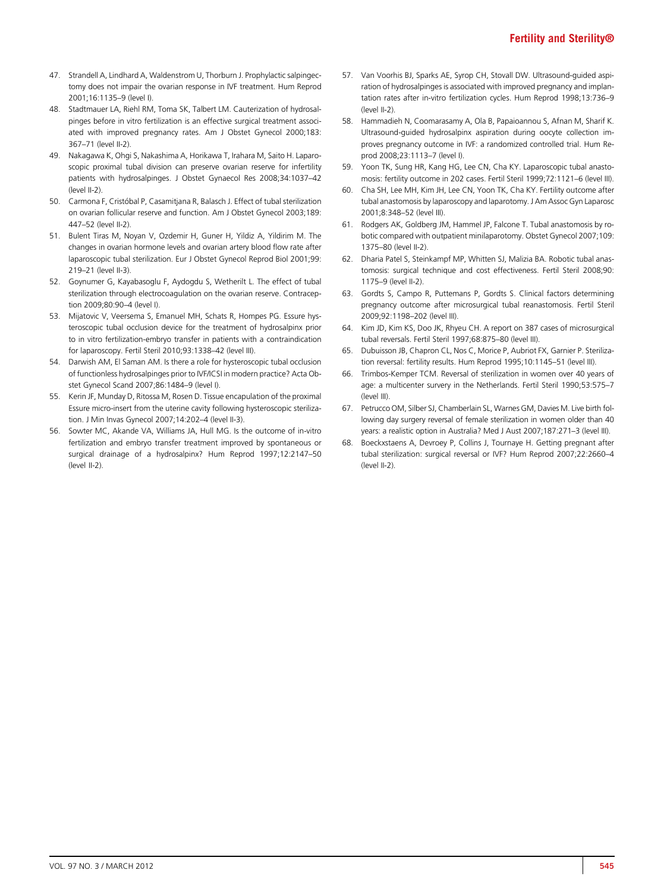47. Strandell A, Lindhard A, Waldenstrom U, Thorburn J. Prophylactic salpingectomy does not impair the ovarian response in IVF treatment. Hum Reprod 2001;16:1135–9 (level I).
48. Stadtmauer LA, Riehl RM, Toma SK, Talbert LM. Cauterization of hydrosalpinges before in vitro fertilization is an effective surgical treatment associated with improved pregnancy rates. Am J Obstet Gynecol 2000;183: 367–71 (level II-2).
49. Nakagawa K, Ohgi S, Nakashima A, Horikawa T, Irahara M, Saito H. Laparoscopic proximal tubal division can preserve ovarian reserve for infertility patients with hydrosalpinges. J Obstet Gynaecol Res 2008;34:1037–42 (level II-2).
50. Carmona F, Cristóbal P, Casamitjana R, Balasch J. Effect of tubal sterilization on ovarian follicular reserve and function. Am J Obstet Gynecol 2003;189: 447–52 (level II-2).
51. Bulent Tiras M, Noyan V, Ozdemir H, Guner H, Yildiz A, Yildirim M. The changes in ovarian hormone levels and ovarian artery blood flow rate after laparoscopic tubal sterilization. Eur J Obstet Gynecol Reprod Biol 2001;99: 219–21 (level II-3).
52. Goynumer G, Kayabasoglu F, Aydogdu S, Wetherilt L. The effect of tubal sterilization through electrocoagulation on the ovarian reserve. Contraception 2009;80:90–4 (level I).
53. Mijatovic V, Veersema S, Emanuel MH, Schats R, Hompes PG. Essure hysteroscopic tubal occlusion device for the treatment of hydrosalpinx prior to in vitro fertilization-embryo transfer in patients with a contraindication for laparoscopy. Fertil Steril 2010;93:1338–42 (level III).
54. Darwish AM, El Saman AM. Is there a role for hysteroscopic tubal occlusion of functionless hydrosalpinges prior to IVF/ICSI in modern practice? Acta Obstet Gynecol Scand 2007;86:1484–9 (level I).
55. Kerin JF, Munday D, Ritossa M, Rosen D. Tissue encapulation of the proximal Essure micro-insert from the uterine cavity following hysteroscopic sterilization. J Min Invas Gynecol 2007;14:202–4 (level II-3).
56. Sowter MC, Akande VA, Williams JA, Hull MG. Is the outcome of in-vitro fertilization and embryo transfer treatment improved by spontaneous or surgical drainage of a hydrosalpinx? Hum Reprod 1997;12:2147–50 (level II-2).
57. Van Voorhis BJ, Sparks AE, Syrop CH, Stovall DW. Ultrasound-guided aspiration of hydrosalpinges is associated with improved pregnancy and implantation rates after in-vitro fertilization cycles. Hum Reprod 1998;13:736–9 (level II-2).
58. Hammadieh N, Coomarasamy A, Ola B, Papaioannou S, Afnan M, Sharif K. Ultrasound-guided hydrosalpinx aspiration during oocyte collection improves pregnancy outcome in IVF: a randomized controlled trial. Hum Reprod 2008;23:1113–7 (level I).
59. Yoon TK, Sung HR, Kang HG, Lee CN, Cha KY. Laparoscopic tubal anastomosis: fertility outcome in 202 cases. Fertil Steril 1999;72:1121–6 (level III).
60. Cha SH, Lee MH, Kim JH, Lee CN, Yoon TK, Cha KY. Fertility outcome after tubal anastomosis by laparoscopy and laparotomy. J Am Assoc Gyn Laparosc 2001;8:348–52 (level III).
61. Rodgers AK, Goldberg JM, Hammel JP, Falcone T. Tubal anastomosis by robotic compared with outpatient minilaparotomy. Obstet Gynecol 2007;109: 1375–80 (level II-2).
62. Dharia Patel S, Steinkampf MP, Whitten SJ, Malizia BA. Robotic tubal anastomosis: surgical technique and cost effectiveness. Fertil Steril 2008;90: 1175–9 (level II-2).
63. Gordts S, Campo R, Puttemans P, Gordts S. Clinical factors determining pregnancy outcome after microsurgical tubal reanastomosis. Fertil Steril 2009;92:1198–202 (level III).
64. Kim JD, Kim KS, Doo JK, Rhyeu CH. A report on 387 cases of microsurgical tubal reversals. Fertil Steril 1997;68:875–80 (level III).
65. Dubuisson JB, Chapron CL, Nos C, Morice P, Aubriot FX, Garnier P. Sterilization reversal: fertility results. Hum Reprod 1995;10:1145–51 (level III).
66. Trimbos-Kemper TCM. Reversal of sterilization in women over 40 years of age: a multicenter survery in the Netherlands. Fertil Steril 1990;53:575–7 (level III).
67. Petrucco OM, Silber SJ, Chamberlain SL, Warnes GM, Davies M. Live birth following day surgery reversal of female sterilization in women older than 40 years: a realistic option in Australia? Med J Aust 2007;187:271–3 (level III).
68. Boeckxstaens A, Devroey P, Collins J, Tournaye H. Getting pregnant after tubal sterilization: surgical reversal or IVF? Hum Reprod 2007;22:2660–4 (level II-2).